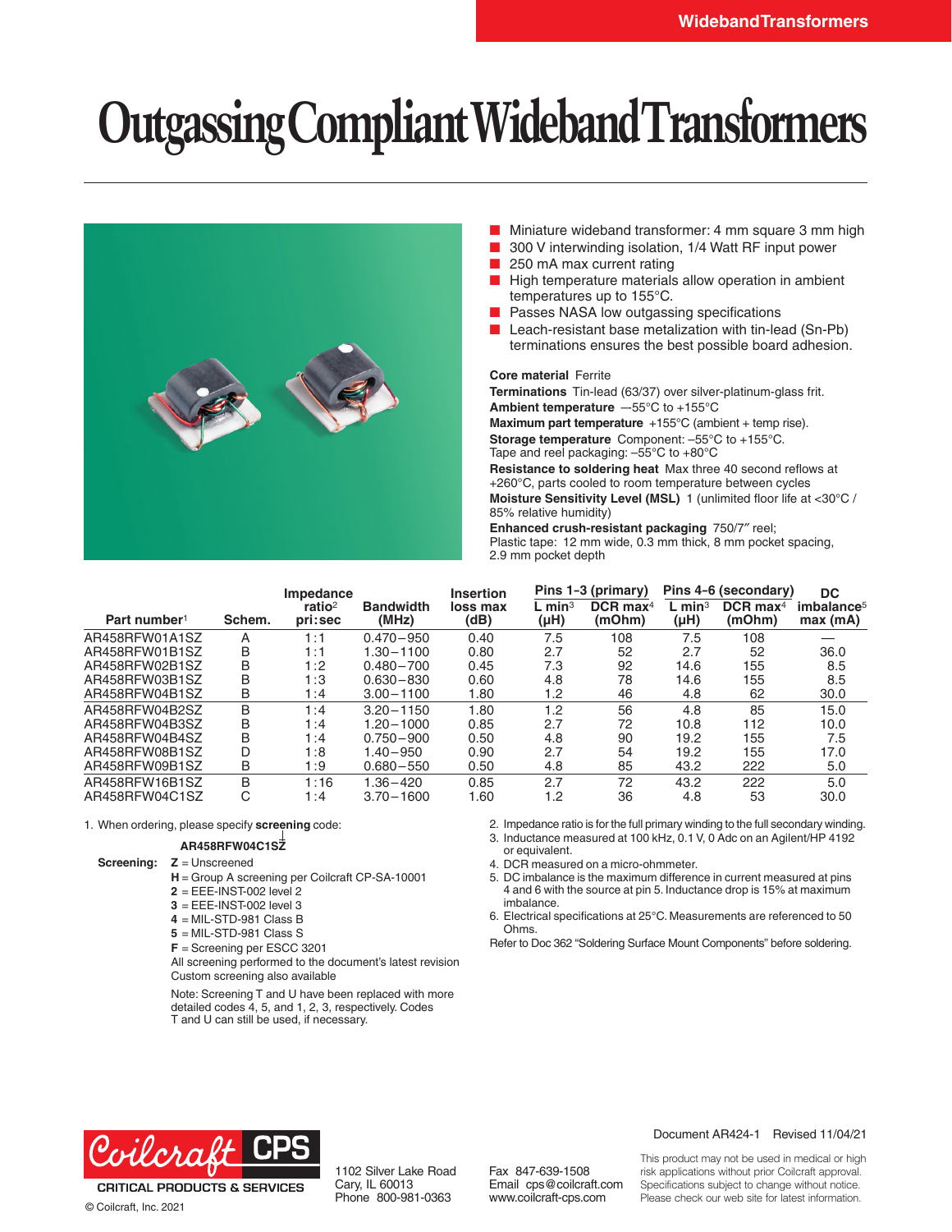# Outgassing Compliant Wideband Transformers

- Miniature wideband transformer: 4 mm square 3 mm high
- 300 V interwinding isolation, 1/4 Watt RF input power
- 250 mA max current rating
- High temperature materials allow operation in ambient temperatures up to 155°C.
- Passes NASA low outgassing specifications
- Leach-resistant base metalization with tin-lead (Sn-Pb) terminations ensures the best possible board adhesion.

**Core material** Ferrite
**Terminations** Tin-lead (63/37) over silver-platinum-glass frit.
**Ambient temperature** –55°C to +155°C
**Maximum part temperature** +155°C (ambient + temp rise).
**Storage temperature** Component: –55°C to +155°C.
Tape and reel packaging: –55°C to +80°C
**Resistance to soldering heat** Max three 40 second reflows at +260°C, parts cooled to room temperature between cycles
**Moisture Sensitivity Level (MSL)** 1 (unlimited floor life at <30°C / 85% relative humidity)
**Enhanced crush-resistant packaging** 750/7″ reel;
Plastic tape: 12 mm wide, 0.3 mm thick, 8 mm pocket spacing, 2.9 mm pocket depth

| Part number[1] | Schem. | Impedance ratio[2] pri:sec | Bandwidth (MHz) | Insertion loss max (dB) | Pins 1–3 (primary) L min[3] (µH) | Pins 1–3 (primary) DCR max[4] (mOhm) | Pins 4–6 (secondary) L min[3] (µH) | Pins 4–6 (secondary) DCR max[4] (mOhm) | DC imbalance[5] max (mA) |
|---|---|---|---|---|---|---|---|---|---|
| AR458RFW01A1SZ | A | 1:1 | 0.470–950 | 0.40 | 7.5 | 108 | 7.5 | 108 | — |
| AR458RFW01B1SZ | B | 1:1 | 1.30–1100 | 0.80 | 2.7 | 52 | 2.7 | 52 | 36.0 |
| AR458RFW02B1SZ | B | 1:2 | 0.480–700 | 0.45 | 7.3 | 92 | 14.6 | 155 | 8.5 |
| AR458RFW03B1SZ | B | 1:3 | 0.630–830 | 0.60 | 4.8 | 78 | 14.6 | 155 | 8.5 |
| AR458RFW04B1SZ | B | 1:4 | 3.00–1100 | 1.80 | 1.2 | 46 | 4.8 | 62 | 30.0 |
| AR458RFW04B2SZ | B | 1:4 | 3.20–1150 | 1.80 | 1.2 | 56 | 4.8 | 85 | 15.0 |
| AR458RFW04B3SZ | B | 1:4 | 1.20–1000 | 0.85 | 2.7 | 72 | 10.8 | 112 | 10.0 |
| AR458RFW04B4SZ | B | 1:4 | 0.750–900 | 0.50 | 4.8 | 90 | 19.2 | 155 | 7.5 |
| AR458RFW08B1SZ | D | 1:8 | 1.40–950 | 0.90 | 2.7 | 54 | 19.2 | 155 | 17.0 |
| AR458RFW09B1SZ | B | 1:9 | 0.680–550 | 0.50 | 4.8 | 85 | 43.2 | 222 | 5.0 |
| AR458RFW16B1SZ | B | 1:16 | 1.36–420 | 0.85 | 2.7 | 72 | 43.2 | 222 | 5.0 |
| AR458RFW04C1SZ | C | 1:4 | 3.70–1600 | 1.60 | 1.2 | 36 | 4.8 | 53 | 30.0 |

1. When ordering, please specify **screening** code:

**AR458RFW04C1SZ**

**Screening:**
- **Z** = Unscreened
- **H** = Group A screening per Coilcraft CP-SA-10001
- **2** = EEE-INST-002 level 2
- **3** = EEE-INST-002 level 3
- **4** = MIL-STD-981 Class B
- **5** = MIL-STD-981 Class S
- **F** = Screening per ESCC 3201

All screening performed to the document's latest revision
Custom screening also available

Note: Screening T and U have been replaced with more detailed codes 4, 5, and 1, 2, 3, respectively. Codes T and U can still be used, if necessary.

2. Impedance ratio is for the full primary winding to the full secondary winding.
3. Inductance measured at 100 kHz, 0.1 V, 0 Adc on an Agilent/HP 4192 or equivalent.
4. DCR measured on a micro-ohmmeter.
5. DC imbalance is the maximum difference in current measured at pins 4 and 6 with the source at pin 5. Inductance drop is 15% at maximum imbalance.
6. Electrical specifications at 25°C. Measurements are referenced to 50 Ohms.

Refer to Doc 362 "Soldering Surface Mount Components" before soldering.

Document AR424-1 Revised 11/04/21

Coilcraft CPS
CRITICAL PRODUCTS & SERVICES
© Coilcraft, Inc. 2021

1102 Silver Lake Road
Cary, IL 60013
Phone 800-981-0363

Fax 847-639-1508
Email cps@coilcraft.com
www.coilcraft-cps.com

This product may not be used in medical or high risk applications without prior Coilcraft approval. Specifications subject to change without notice. Please check our web site for latest information.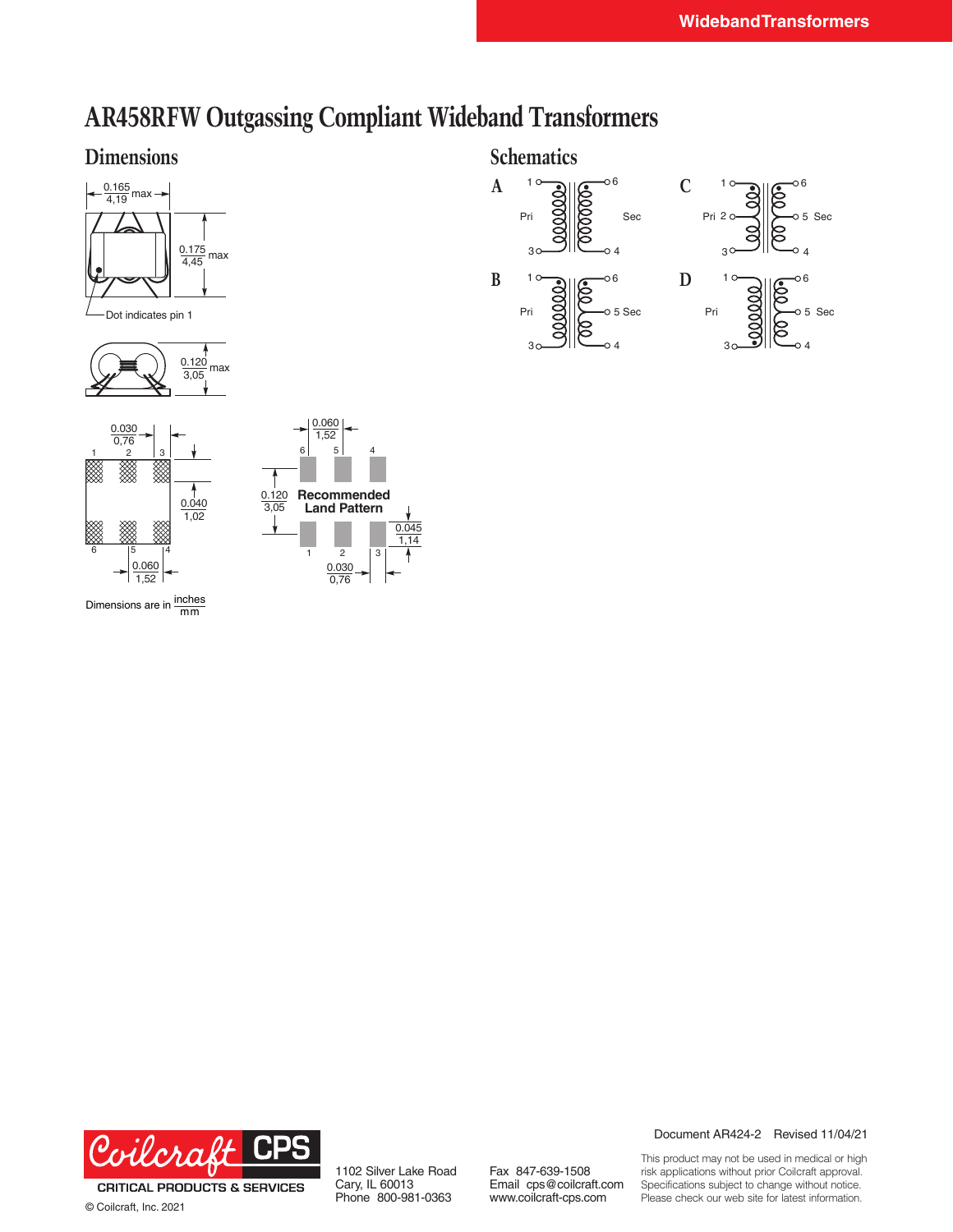# AR458RFW Outgassing Compliant Wideband Transformers

## Dimensions

0.165 / 4,19 max

0.175 / 4,45 max

Dot indicates pin 1

0.120 / 3,05 max

0.030 / 0,76

1 2 3

0.040 / 1,02

6 5 4

0.060 / 1,52

0.060 / 1,52

6 5 4

0.120 / 3,05

**Recommended Land Pattern**

0.045 / 1,14

1 2 3

0.030 / 0,76

Dimensions are in inches / mm

## Schematics

**A** — Pri: 1, 3; Sec: 6, 4

**B** — Pri: 1, 3; Sec: 6, 5, 4

**C** — Pri: 1, 2, 3; Sec: 6, 5, 4

**D** — Pri: 1, 3; Sec: 6, 5, 4

Document AR424-2 Revised 11/04/21

Coilcraft CPS CRITICAL PRODUCTS & SERVICES

© Coilcraft, Inc. 2021

1102 Silver Lake Road
Cary, IL 60013
Phone 800-981-0363

Fax 847-639-1508
Email cps@coilcraft.com
www.coilcraft-cps.com

This product may not be used in medical or high risk applications without prior Coilcraft approval. Specifications subject to change without notice. Please check our web site for latest information.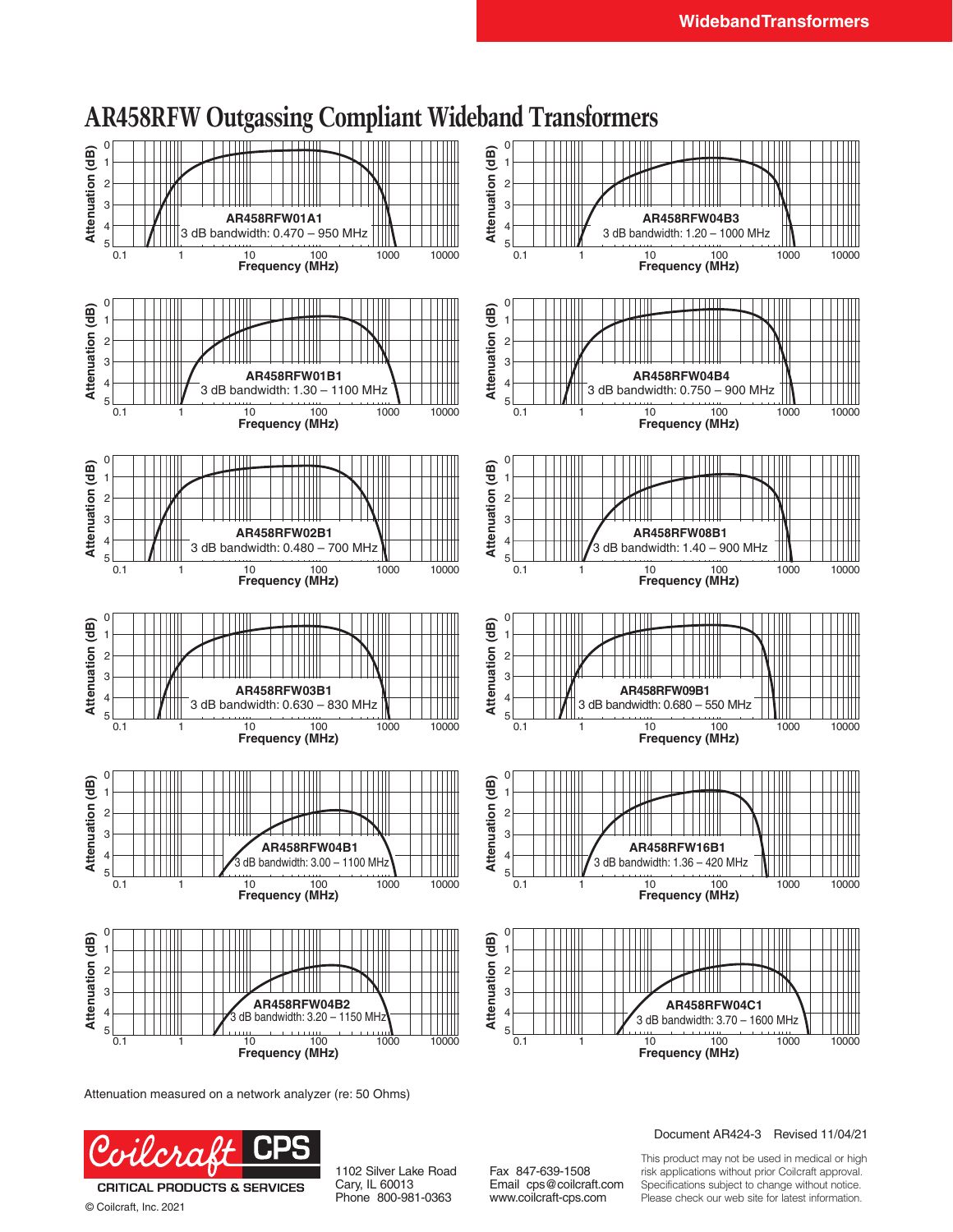# AR458RFW Outgassing Compliant Wideband Transformers

AR458RFW01A1
3 dB bandwidth: 0.470 – 950 MHz

AR458RFW04B3
3 dB bandwidth: 1.20 – 1000 MHz

AR458RFW01B1
3 dB bandwidth: 1.30 – 1100 MHz

AR458RFW04B4
3 dB bandwidth: 0.750 – 900 MHz

AR458RFW02B1
3 dB bandwidth: 0.480 – 700 MHz

AR458RFW08B1
3 dB bandwidth: 1.40 – 900 MHz

AR458RFW03B1
3 dB bandwidth: 0.630 – 830 MHz

AR458RFW09B1
3 dB bandwidth: 0.680 – 550 MHz

AR458RFW04B1
3 dB bandwidth: 3.00 – 1100 MHz

AR458RFW16B1
3 dB bandwidth: 1.36 – 420 MHz

AR458RFW04B2
3 dB bandwidth: 3.20 – 1150 MHz

AR458RFW04C1
3 dB bandwidth: 3.70 – 1600 MHz

Attenuation (dB)
Frequency (MHz)

Attenuation measured on a network analyzer (re: 50 Ohms)

Document AR424-3 Revised 11/04/21

Coilcraft CPS
CRITICAL PRODUCTS & SERVICES

© Coilcraft, Inc. 2021

1102 Silver Lake Road
Cary, IL 60013
Phone 800-981-0363

Fax 847-639-1508
Email cps@coilcraft.com
www.coilcraft-cps.com

This product may not be used in medical or high risk applications without prior Coilcraft approval. Specifications subject to change without notice. Please check our web site for latest information.